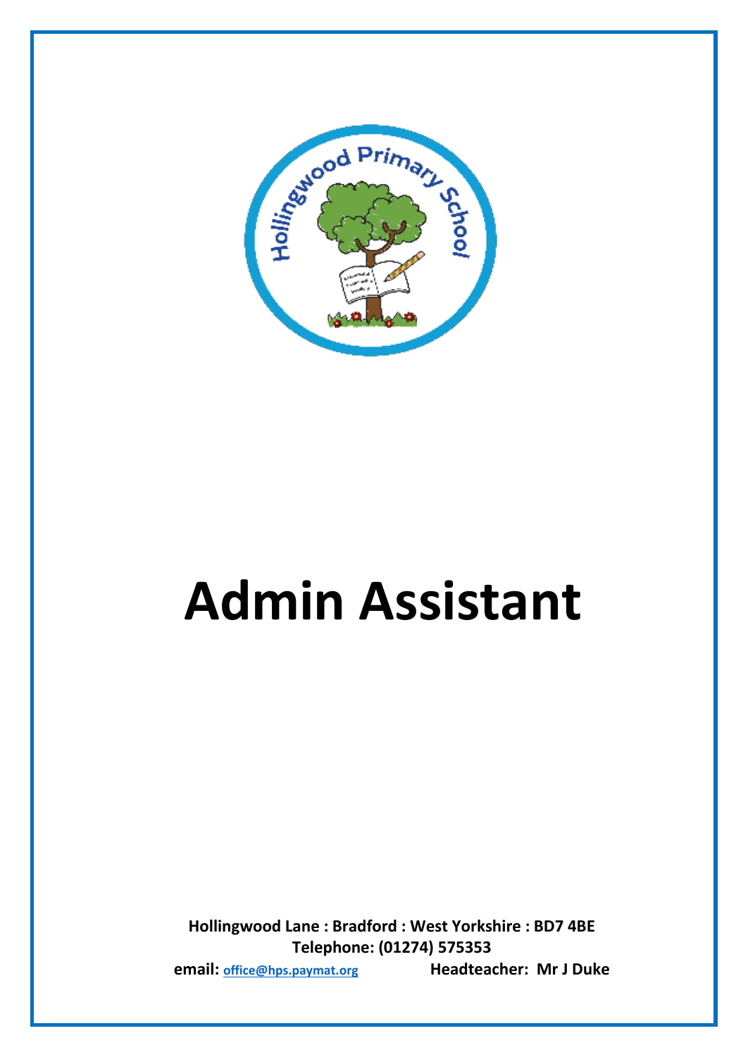# Admin Assistant

**Hollingwood Lane : Bradford : West Yorkshire : BD7 4BE**
**Telephone: (01274) 575353**
**email: office@hps.paymat.org** **Headteacher: Mr J Duke**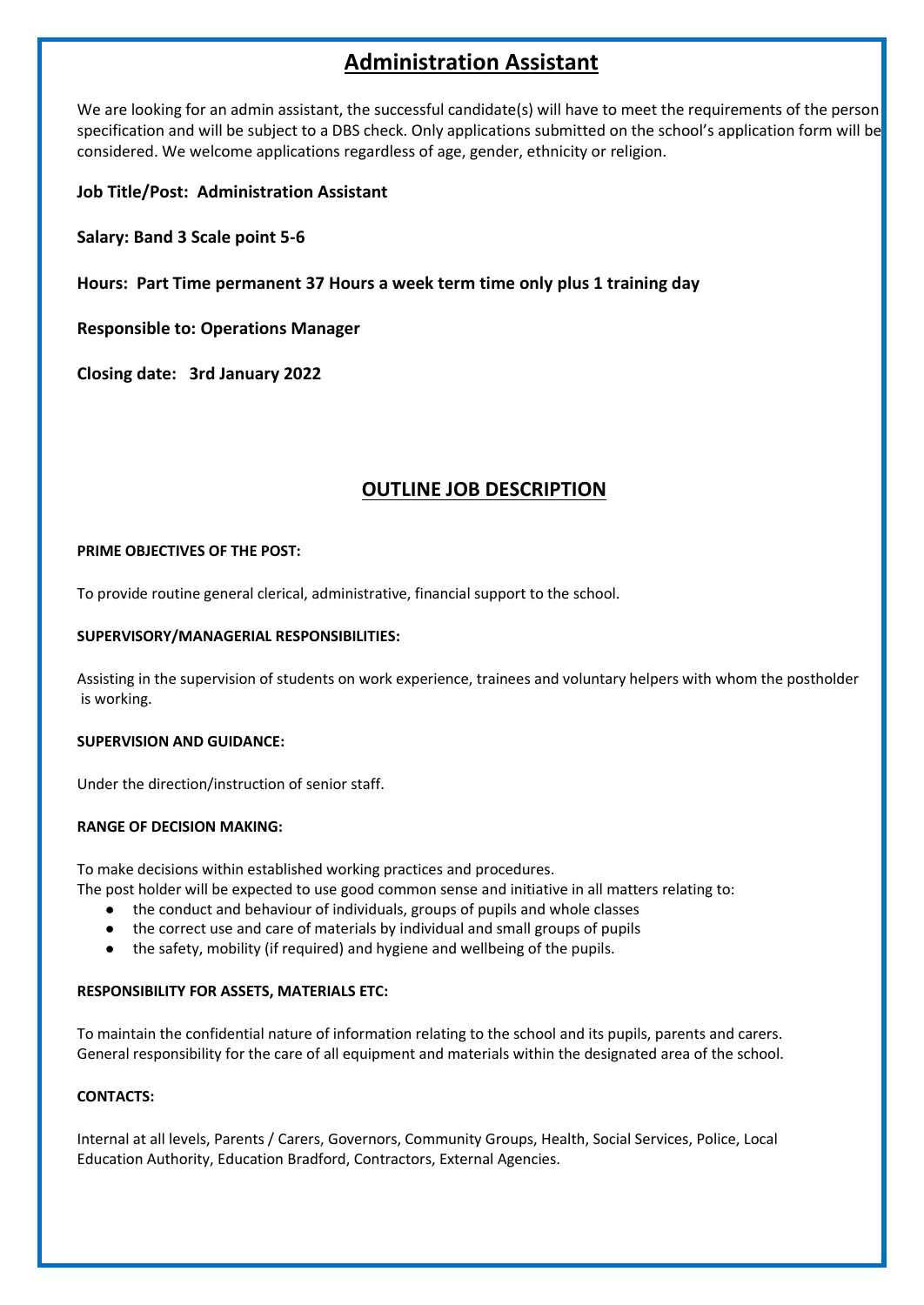# Administration Assistant

We are looking for an admin assistant, the successful candidate(s) will have to meet the requirements of the person specification and will be subject to a DBS check. Only applications submitted on the school's application form will be considered. We welcome applications regardless of age, gender, ethnicity or religion.

**Job Title/Post: Administration Assistant**

**Salary: Band 3 Scale point 5-6**

**Hours: Part Time permanent 37 Hours a week term time only plus 1 training day**

**Responsible to: Operations Manager**

**Closing date: 3rd January 2022**

## OUTLINE JOB DESCRIPTION

**PRIME OBJECTIVES OF THE POST:**

To provide routine general clerical, administrative, financial support to the school.

**SUPERVISORY/MANAGERIAL RESPONSIBILITIES:**

Assisting in the supervision of students on work experience, trainees and voluntary helpers with whom the postholder is working.

**SUPERVISION AND GUIDANCE:**

Under the direction/instruction of senior staff.

**RANGE OF DECISION MAKING:**

To make decisions within established working practices and procedures.
The post holder will be expected to use good common sense and initiative in all matters relating to:

- the conduct and behaviour of individuals, groups of pupils and whole classes
- the correct use and care of materials by individual and small groups of pupils
- the safety, mobility (if required) and hygiene and wellbeing of the pupils.

**RESPONSIBILITY FOR ASSETS, MATERIALS ETC:**

To maintain the confidential nature of information relating to the school and its pupils, parents and carers.
General responsibility for the care of all equipment and materials within the designated area of the school.

**CONTACTS:**

Internal at all levels, Parents / Carers, Governors, Community Groups, Health, Social Services, Police, Local Education Authority, Education Bradford, Contractors, External Agencies.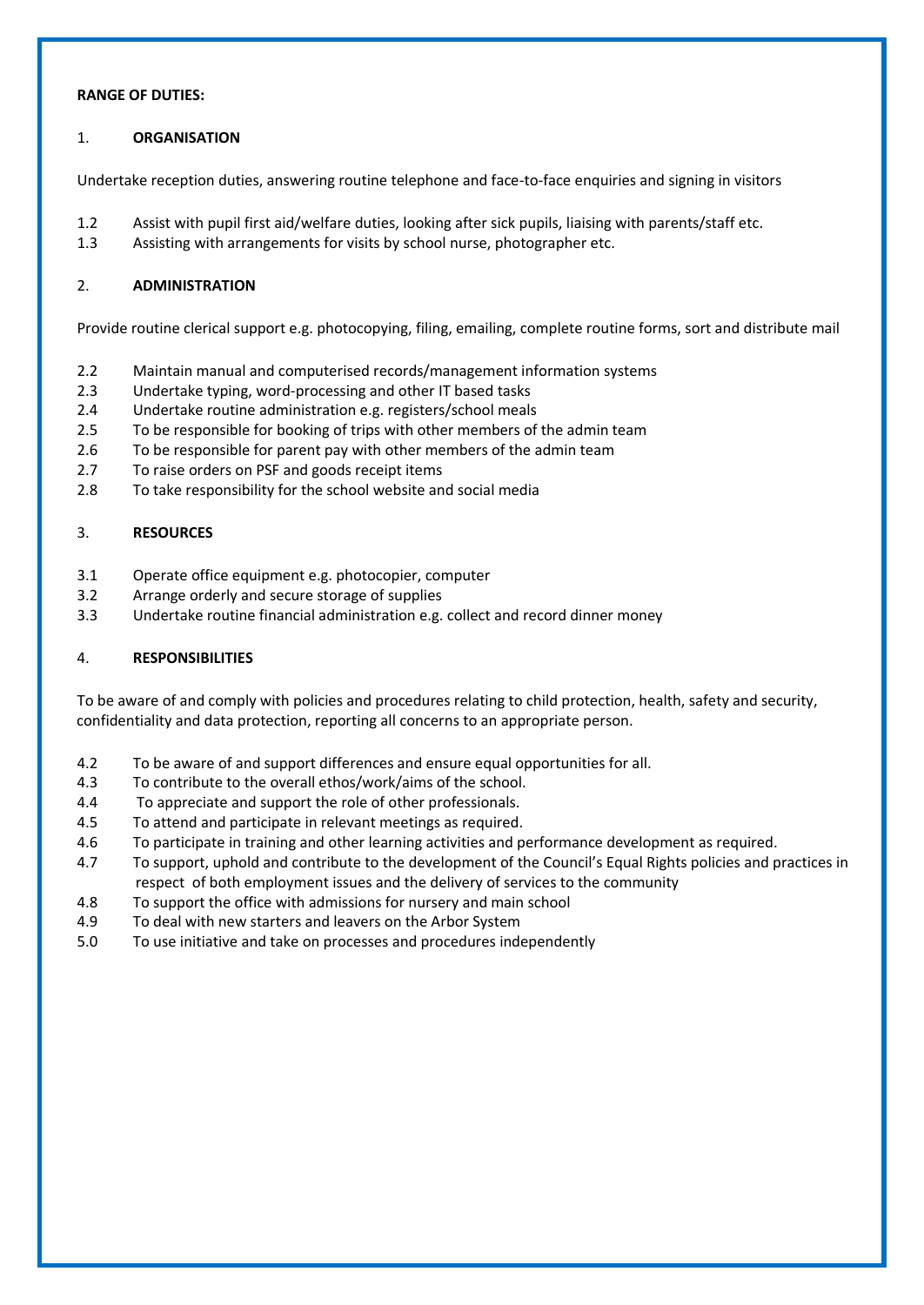**RANGE OF DUTIES:**

1. **ORGANISATION**

Undertake reception duties, answering routine telephone and face-to-face enquiries and signing in visitors

1.2 Assist with pupil first aid/welfare duties, looking after sick pupils, liaising with parents/staff etc.

1.3 Assisting with arrangements for visits by school nurse, photographer etc.

2. **ADMINISTRATION**

Provide routine clerical support e.g. photocopying, filing, emailing, complete routine forms, sort and distribute mail

2.2 Maintain manual and computerised records/management information systems

2.3 Undertake typing, word-processing and other IT based tasks

2.4 Undertake routine administration e.g. registers/school meals

2.5 To be responsible for booking of trips with other members of the admin team

2.6 To be responsible for parent pay with other members of the admin team

2.7 To raise orders on PSF and goods receipt items

2.8 To take responsibility for the school website and social media

3. **RESOURCES**

3.1 Operate office equipment e.g. photocopier, computer

3.2 Arrange orderly and secure storage of supplies

3.3 Undertake routine financial administration e.g. collect and record dinner money

4. **RESPONSIBILITIES**

To be aware of and comply with policies and procedures relating to child protection, health, safety and security, confidentiality and data protection, reporting all concerns to an appropriate person.

4.2 To be aware of and support differences and ensure equal opportunities for all.

4.3 To contribute to the overall ethos/work/aims of the school.

4.4 To appreciate and support the role of other professionals.

4.5 To attend and participate in relevant meetings as required.

4.6 To participate in training and other learning activities and performance development as required.

4.7 To support, uphold and contribute to the development of the Council's Equal Rights policies and practices in respect of both employment issues and the delivery of services to the community

4.8 To support the office with admissions for nursery and main school

4.9 To deal with new starters and leavers on the Arbor System

5.0 To use initiative and take on processes and procedures independently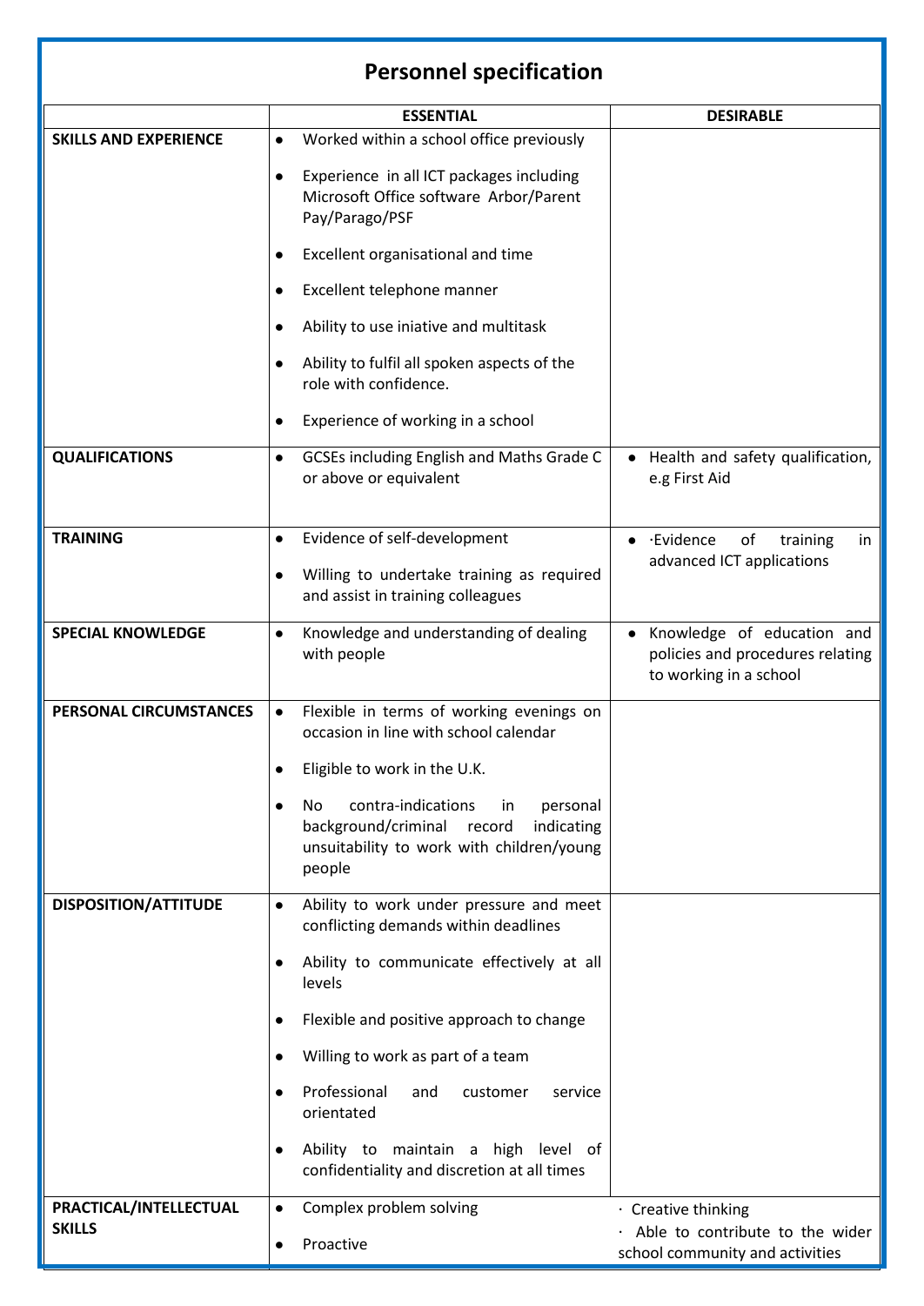# Personnel specification

| | ESSENTIAL | DESIRABLE |
|---|---|---|
| **SKILLS AND EXPERIENCE** | • Worked within a school office previously<br>• Experience in all ICT packages including Microsoft Office software Arbor/Parent Pay/Parago/PSF<br>• Excellent organisational and time<br>• Excellent telephone manner<br>• Ability to use iniative and multitask<br>• Ability to fulfil all spoken aspects of the role with confidence.<br>• Experience of working in a school | |
| **QUALIFICATIONS** | • GCSEs including English and Maths Grade C or above or equivalent | • Health and safety qualification, e.g First Aid |
| **TRAINING** | • Evidence of self-development<br>• Willing to undertake training as required and assist in training colleagues | • ·Evidence of training in advanced ICT applications |
| **SPECIAL KNOWLEDGE** | • Knowledge and understanding of dealing with people | • Knowledge of education and policies and procedures relating to working in a school |
| **PERSONAL CIRCUMSTANCES** | • Flexible in terms of working evenings on occasion in line with school calendar<br>• Eligible to work in the U.K.<br>• No contra-indications in personal background/criminal record indicating unsuitability to work with children/young people | |
| **DISPOSITION/ATTITUDE** | • Ability to work under pressure and meet conflicting demands within deadlines<br>• Ability to communicate effectively at all levels<br>• Flexible and positive approach to change<br>• Willing to work as part of a team<br>• Professional and customer service orientated<br>• Ability to maintain a high level of confidentiality and discretion at all times | |
| **PRACTICAL/INTELLECTUAL SKILLS** | • Complex problem solving<br>• Proactive | · Creative thinking<br>· Able to contribute to the wider school community and activities |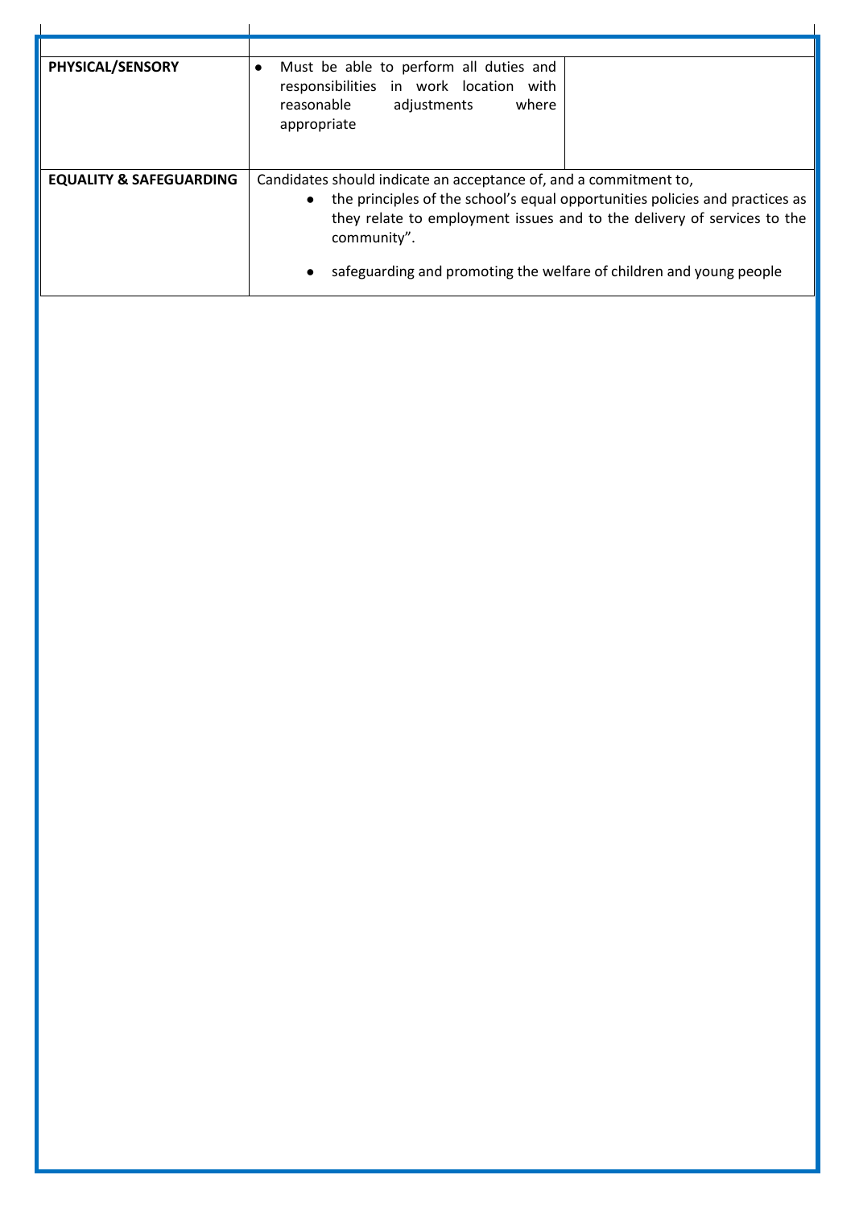| | | |
|---|---|---|
| | | |
| **PHYSICAL/SENSORY** | • Must be able to perform all duties and responsibilities in work location with reasonable adjustments where appropriate | |
| **EQUALITY & SAFEGUARDING** | Candidates should indicate an acceptance of, and a commitment to,<br>• the principles of the school's equal opportunities policies and practices as they relate to employment issues and to the delivery of services to the community".<br>• safeguarding and promoting the welfare of children and young people | |